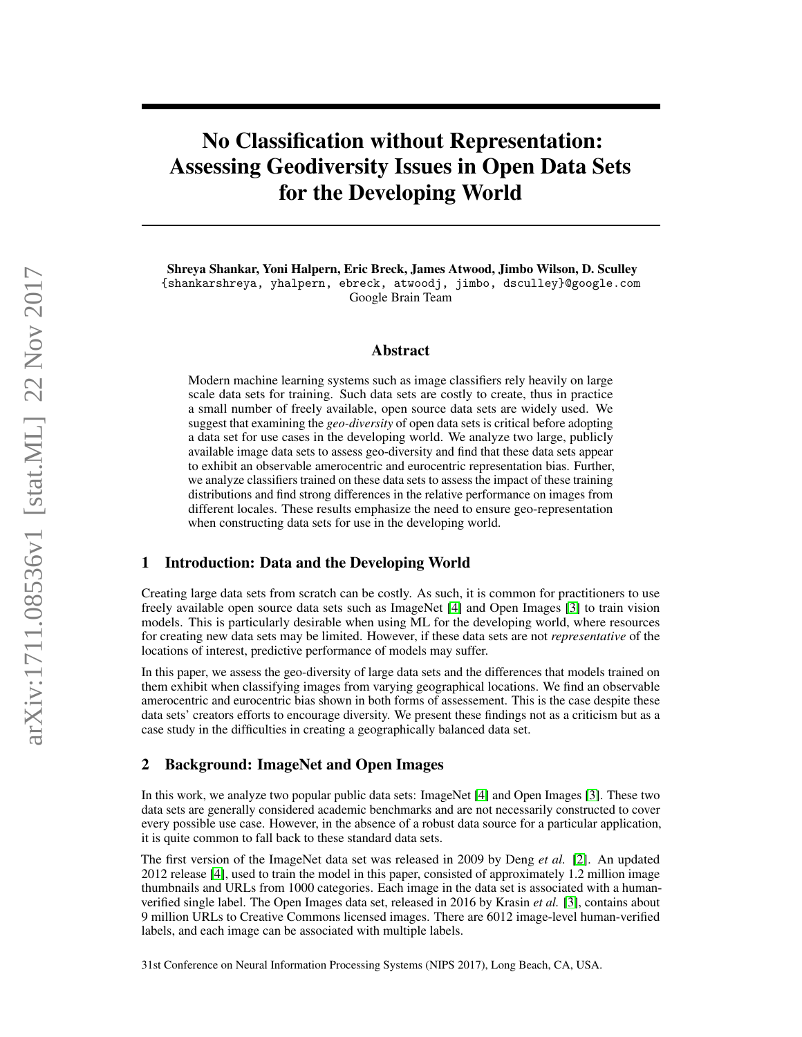# No Classification without Representation: Assessing Geodiversity Issues in Open Data Sets for the Developing World

**Shreya Shankar, Yoni Halpern, Eric Breck, James Atwood, Jimbo Wilson, D. Sculley**
{shankarshreya, yhalpern, ebreck, atwoodj, jimbo, dsculley}@google.com
Google Brain Team

## Abstract

Modern machine learning systems such as image classifiers rely heavily on large scale data sets for training. Such data sets are costly to create, thus in practice a small number of freely available, open source data sets are widely used. We suggest that examining the *geo-diversity* of open data sets is critical before adopting a data set for use cases in the developing world. We analyze two large, publicly available image data sets to assess geo-diversity and find that these data sets appear to exhibit an observable amerocentric and eurocentric representation bias. Further, we analyze classifiers trained on these data sets to assess the impact of these training distributions and find strong differences in the relative performance on images from different locales. These results emphasize the need to ensure geo-representation when constructing data sets for use in the developing world.

## 1 Introduction: Data and the Developing World

Creating large data sets from scratch can be costly. As such, it is common for practitioners to use freely available open source data sets such as ImageNet [4] and Open Images [3] to train vision models. This is particularly desirable when using ML for the developing world, where resources for creating new data sets may be limited. However, if these data sets are not *representative* of the locations of interest, predictive performance of models may suffer.

In this paper, we assess the geo-diversity of large data sets and the differences that models trained on them exhibit when classifying images from varying geographical locations. We find an observable amerocentric and eurocentric bias shown in both forms of assessement. This is the case despite these data sets' creators efforts to encourage diversity. We present these findings not as a criticism but as a case study in the difficulties in creating a geographically balanced data set.

## 2 Background: ImageNet and Open Images

In this work, we analyze two popular public data sets: ImageNet [4] and Open Images [3]. These two data sets are generally considered academic benchmarks and are not necessarily constructed to cover every possible use case. However, in the absence of a robust data source for a particular application, it is quite common to fall back to these standard data sets.

The first version of the ImageNet data set was released in 2009 by Deng *et al.* [2]. An updated 2012 release [4], used to train the model in this paper, consisted of approximately 1.2 million image thumbnails and URLs from 1000 categories. Each image in the data set is associated with a human-verified single label. The Open Images data set, released in 2016 by Krasin *et al.* [3], contains about 9 million URLs to Creative Commons licensed images. There are 6012 image-level human-verified labels, and each image can be associated with multiple labels.

31st Conference on Neural Information Processing Systems (NIPS 2017), Long Beach, CA, USA.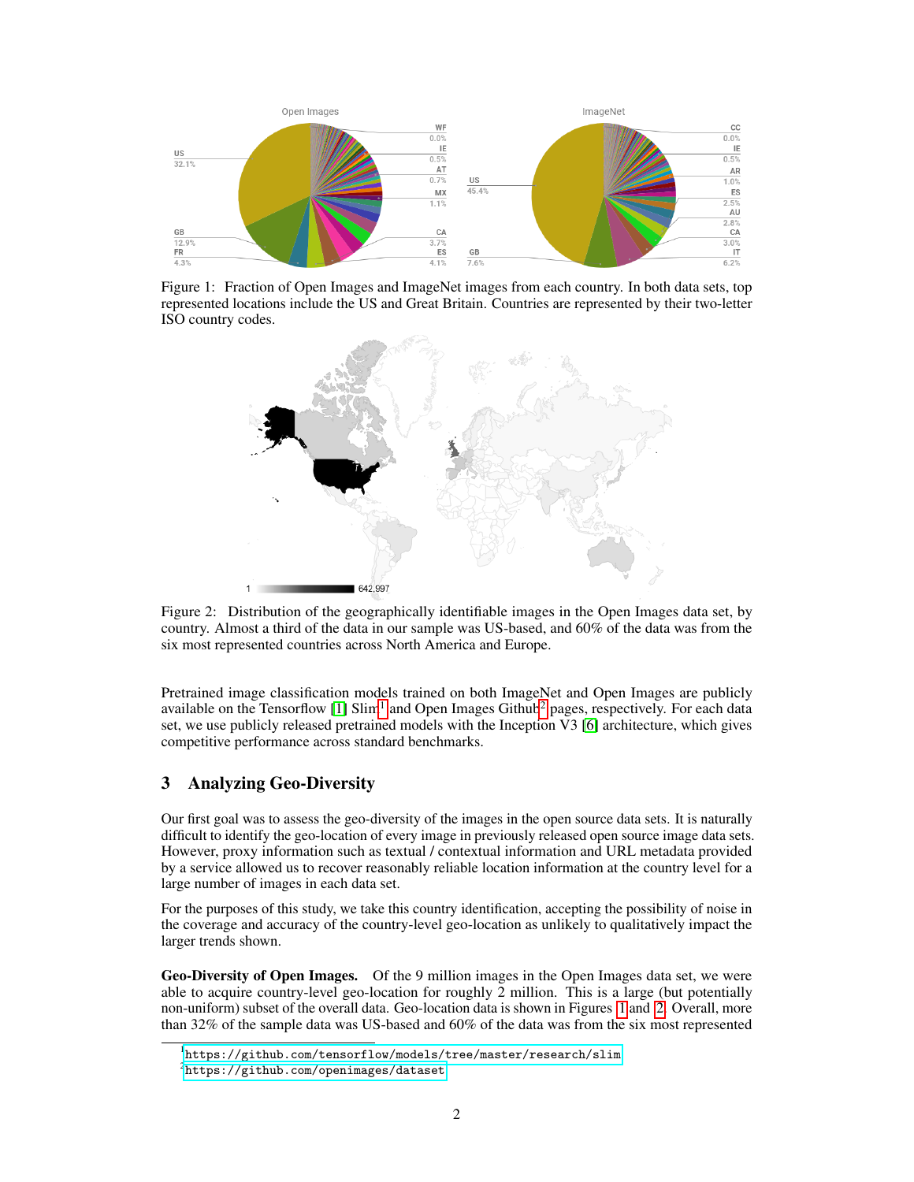Figure 1: Fraction of Open Images and ImageNet images from each country. In both data sets, top represented locations include the US and Great Britain. Countries are represented by their two-letter ISO country codes.

Figure 2: Distribution of the geographically identifiable images in the Open Images data set, by country. Almost a third of the data in our sample was US-based, and 60% of the data was from the six most represented countries across North America and Europe.

Pretrained image classification models trained on both ImageNet and Open Images are publicly available on the Tensorflow [1] Slim[1] and Open Images Github[2] pages, respectively. For each data set, we use publicly released pretrained models with the Inception V3 [6] architecture, which gives competitive performance across standard benchmarks.

## 3 Analyzing Geo-Diversity

Our first goal was to assess the geo-diversity of the images in the open source data sets. It is naturally difficult to identify the geo-location of every image in previously released open source image data sets. However, proxy information such as textual / contextual information and URL metadata provided by a service allowed us to recover reasonably reliable location information at the country level for a large number of images in each data set.

For the purposes of this study, we take this country identification, accepting the possibility of noise in the coverage and accuracy of the country-level geo-location as unlikely to qualitatively impact the larger trends shown.

**Geo-Diversity of Open Images.** Of the 9 million images in the Open Images data set, we were able to acquire country-level geo-location for roughly 2 million. This is a large (but potentially non-uniform) subset of the overall data. Geo-location data is shown in Figures 1 and 2. Overall, more than 32% of the sample data was US-based and 60% of the data was from the six most represented

[1] https://github.com/tensorflow/models/tree/master/research/slim

[2] https://github.com/openimages/dataset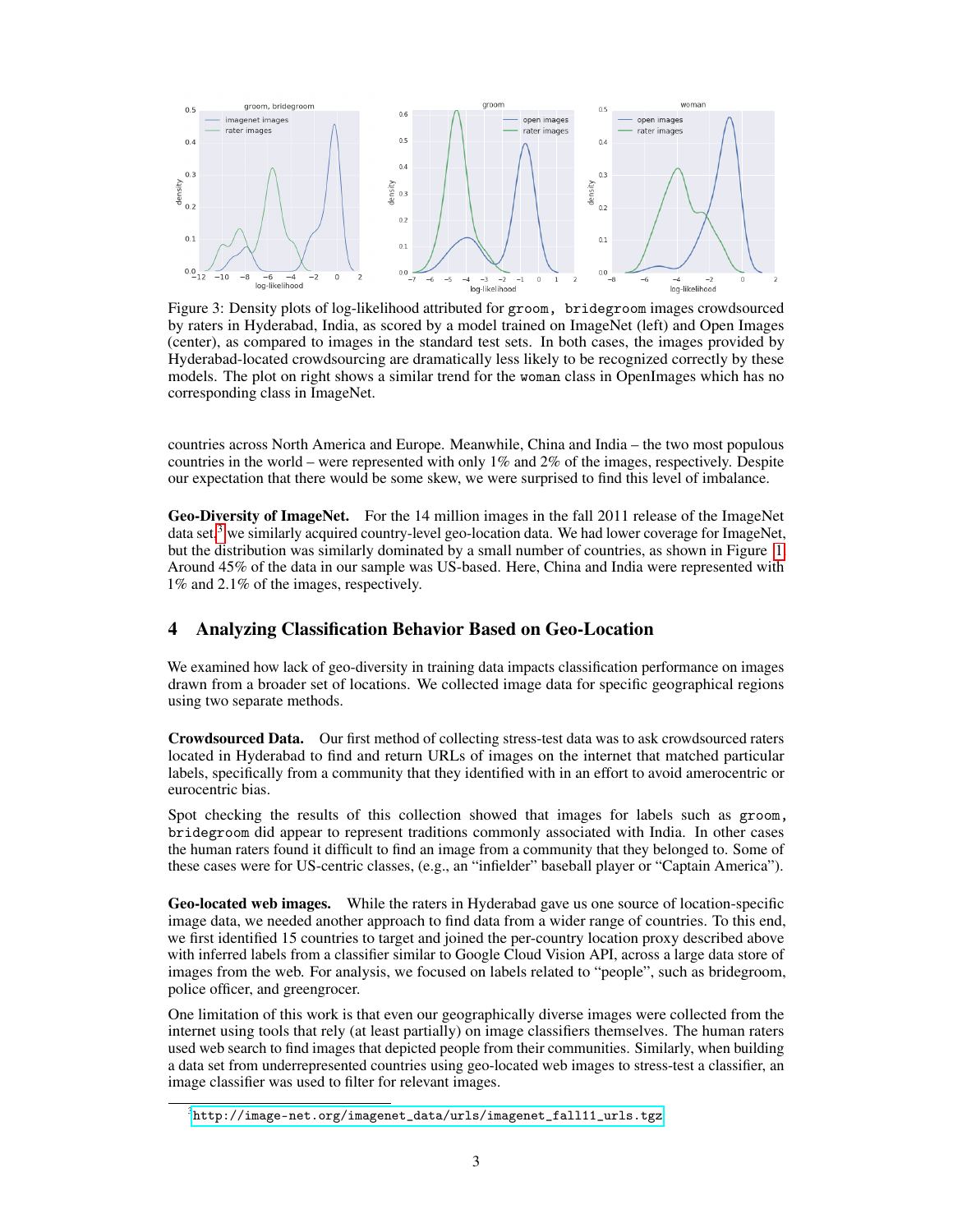Figure 3: Density plots of log-likelihood attributed for `groom, bridegroom` images crowdsourced by raters in Hyderabad, India, as scored by a model trained on ImageNet (left) and Open Images (center), as compared to images in the standard test sets. In both cases, the images provided by Hyderabad-located crowdsourcing are dramatically less likely to be recognized correctly by these models. The plot on right shows a similar trend for the `woman` class in OpenImages which has no corresponding class in ImageNet.

countries across North America and Europe. Meanwhile, China and India – the two most populous countries in the world – were represented with only 1% and 2% of the images, respectively. Despite our expectation that there would be some skew, we were surprised to find this level of imbalance.

**Geo-Diversity of ImageNet.** For the 14 million images in the fall 2011 release of the ImageNet data set,[3] we similarly acquired country-level geo-location data. We had lower coverage for ImageNet, but the distribution was similarly dominated by a small number of countries, as shown in Figure 1. Around 45% of the data in our sample was US-based. Here, China and India were represented with 1% and 2.1% of the images, respectively.

## 4 Analyzing Classification Behavior Based on Geo-Location

We examined how lack of geo-diversity in training data impacts classification performance on images drawn from a broader set of locations. We collected image data for specific geographical regions using two separate methods.

**Crowdsourced Data.** Our first method of collecting stress-test data was to ask crowdsourced raters located in Hyderabad to find and return URLs of images on the internet that matched particular labels, specifically from a community that they identified with in an effort to avoid amerocentric or eurocentric bias.

Spot checking the results of this collection showed that images for labels such as `groom, bridegroom` did appear to represent traditions commonly associated with India. In other cases the human raters found it difficult to find an image from a community that they belonged to. Some of these cases were for US-centric classes, (e.g., an "infielder" baseball player or "Captain America").

**Geo-located web images.** While the raters in Hyderabad gave us one source of location-specific image data, we needed another approach to find data from a wider range of countries. To this end, we first identified 15 countries to target and joined the per-country location proxy described above with inferred labels from a classifier similar to Google Cloud Vision API, across a large data store of images from the web. For analysis, we focused on labels related to "people", such as bridegroom, police officer, and greengrocer.

One limitation of this work is that even our geographically diverse images were collected from the internet using tools that rely (at least partially) on image classifiers themselves. The human raters used web search to find images that depicted people from their communities. Similarly, when building a data set from underrepresented countries using geo-located web images to stress-test a classifier, an image classifier was used to filter for relevant images.

[3] http://image-net.org/imagenet_data/urls/imagenet_fall11_urls.tgz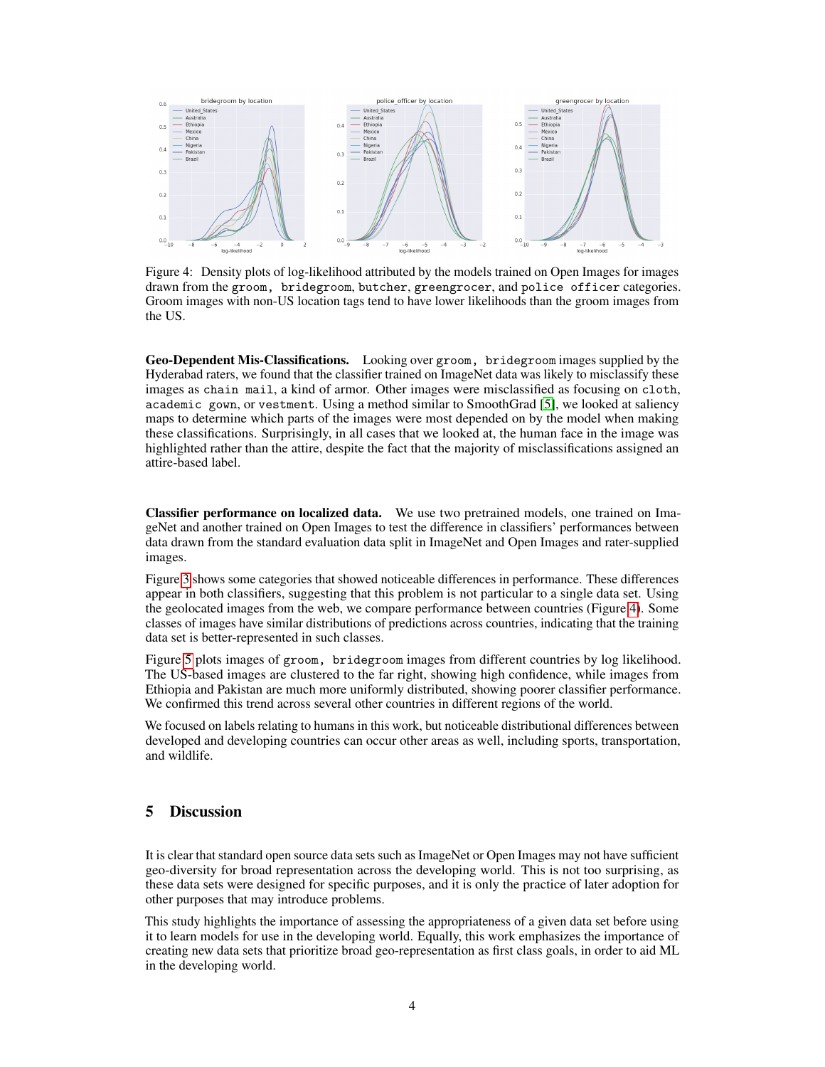Figure 4: Density plots of log-likelihood attributed by the models trained on Open Images for images drawn from the `groom, bridegroom`, `butcher`, `greengrocer`, and `police officer` categories. Groom images with non-US location tags tend to have lower likelihoods than the groom images from the US.

**Geo-Dependent Mis-Classifications.** Looking over `groom, bridegroom` images supplied by the Hyderabad raters, we found that the classifier trained on ImageNet data was likely to misclassify these images as `chain mail`, a kind of armor. Other images were misclassified as focusing on `cloth`, `academic gown`, or `vestment`. Using a method similar to SmoothGrad [5], we looked at saliency maps to determine which parts of the images were most depended on by the model when making these classifications. Surprisingly, in all cases that we looked at, the human face in the image was highlighted rather than the attire, despite the fact that the majority of misclassifications assigned an attire-based label.

**Classifier performance on localized data.** We use two pretrained models, one trained on ImageNet and another trained on Open Images to test the difference in classifiers' performances between data drawn from the standard evaluation data split in ImageNet and Open Images and rater-supplied images.

Figure 3 shows some categories that showed noticeable differences in performance. These differences appear in both classifiers, suggesting that this problem is not particular to a single data set. Using the geolocated images from the web, we compare performance between countries (Figure 4). Some classes of images have similar distributions of predictions across countries, indicating that the training data set is better-represented in such classes.

Figure 5 plots images of `groom, bridegroom` images from different countries by log likelihood. The US-based images are clustered to the far right, showing high confidence, while images from Ethiopia and Pakistan are much more uniformly distributed, showing poorer classifier performance. We confirmed this trend across several other countries in different regions of the world.

We focused on labels relating to humans in this work, but noticeable distributional differences between developed and developing countries can occur other areas as well, including sports, transportation, and wildlife.

## 5 Discussion

It is clear that standard open source data sets such as ImageNet or Open Images may not have sufficient geo-diversity for broad representation across the developing world. This is not too surprising, as these data sets were designed for specific purposes, and it is only the practice of later adoption for other purposes that may introduce problems.

This study highlights the importance of assessing the appropriateness of a given data set before using it to learn models for use in the developing world. Equally, this work emphasizes the importance of creating new data sets that prioritize broad geo-representation as first class goals, in order to aid ML in the developing world.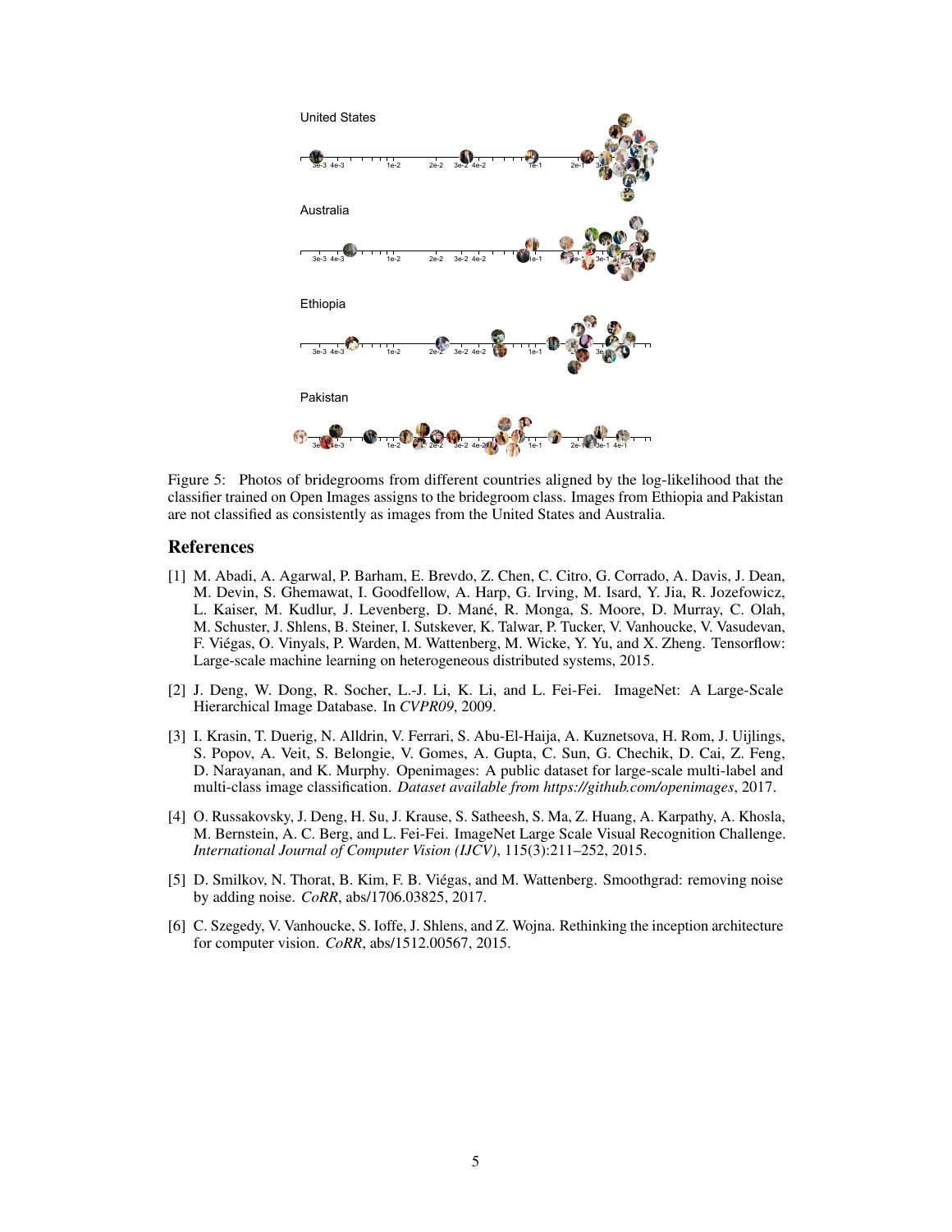United States

3e-3 4e-3 1e-2 2e-2 3e-2 4e-2 1e-1 2e-1

Australia

3e-3 4e-3 1e-2 2e-2 3e-2 4e-2 1e-1 2e-1 3e-1

Ethiopia

3e-3 4e-3 1e-2 2e-2 3e-2 4e-2 1e-1 3e

Pakistan

3e 4e-3 1e-2 2e-2 3e-2 4e-2 1e-1 2e-1 3e-1 4e-1

Figure 5: Photos of bridegrooms from different countries aligned by the log-likelihood that the classifier trained on Open Images assigns to the bridegroom class. Images from Ethiopia and Pakistan are not classified as consistently as images from the United States and Australia.

## References

[1] M. Abadi, A. Agarwal, P. Barham, E. Brevdo, Z. Chen, C. Citro, G. Corrado, A. Davis, J. Dean, M. Devin, S. Ghemawat, I. Goodfellow, A. Harp, G. Irving, M. Isard, Y. Jia, R. Jozefowicz, L. Kaiser, M. Kudlur, J. Levenberg, D. Mané, R. Monga, S. Moore, D. Murray, C. Olah, M. Schuster, J. Shlens, B. Steiner, I. Sutskever, K. Talwar, P. Tucker, V. Vanhoucke, V. Vasudevan, F. Viégas, O. Vinyals, P. Warden, M. Wattenberg, M. Wicke, Y. Yu, and X. Zheng. Tensorflow: Large-scale machine learning on heterogeneous distributed systems, 2015.

[2] J. Deng, W. Dong, R. Socher, L.-J. Li, K. Li, and L. Fei-Fei. ImageNet: A Large-Scale Hierarchical Image Database. In *CVPR09*, 2009.

[3] I. Krasin, T. Duerig, N. Alldrin, V. Ferrari, S. Abu-El-Haija, A. Kuznetsova, H. Rom, J. Uijlings, S. Popov, A. Veit, S. Belongie, V. Gomes, A. Gupta, C. Sun, G. Chechik, D. Cai, Z. Feng, D. Narayanan, and K. Murphy. Openimages: A public dataset for large-scale multi-label and multi-class image classification. *Dataset available from https://github.com/openimages*, 2017.

[4] O. Russakovsky, J. Deng, H. Su, J. Krause, S. Satheesh, S. Ma, Z. Huang, A. Karpathy, A. Khosla, M. Bernstein, A. C. Berg, and L. Fei-Fei. ImageNet Large Scale Visual Recognition Challenge. *International Journal of Computer Vision (IJCV)*, 115(3):211–252, 2015.

[5] D. Smilkov, N. Thorat, B. Kim, F. B. Viégas, and M. Wattenberg. Smoothgrad: removing noise by adding noise. *CoRR*, abs/1706.03825, 2017.

[6] C. Szegedy, V. Vanhoucke, S. Ioffe, J. Shlens, and Z. Wojna. Rethinking the inception architecture for computer vision. *CoRR*, abs/1512.00567, 2015.